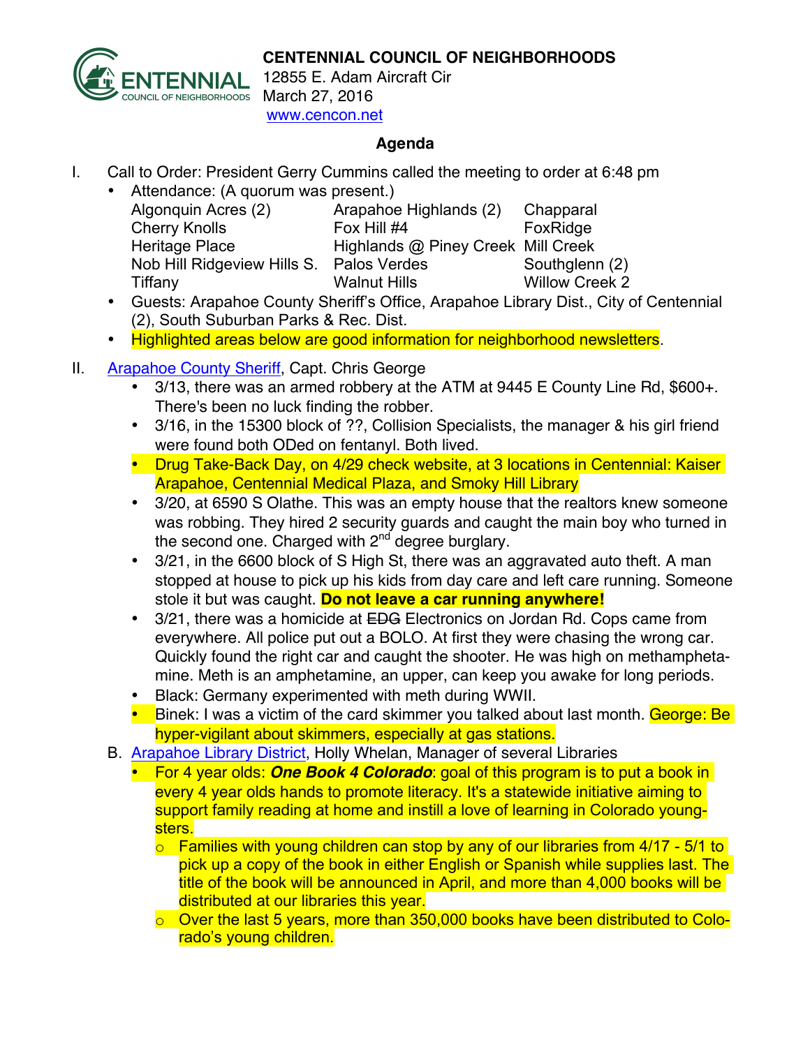**CENTENNIAL COUNCIL OF NEIGHBORHOODS**
12855 E. Adam Aircraft Cir
March 27, 2016
www.cencon.net

## Agenda

I. Call to Order: President Gerry Cummins called the meeting to order at 6:48 pm
   - Attendance: (A quorum was present.)

| | | |
|---|---|---|
| Algonquin Acres (2) | Arapahoe Highlands (2) | Chapparal |
| Cherry Knolls | Fox Hill #4 | FoxRidge |
| Heritage Place | Highlands @ Piney Creek | Mill Creek |
| Nob Hill Ridgeview Hills S. | Palos Verdes | Southglenn (2) |
| Tiffany | Walnut Hills | Willow Creek 2 |

   - Guests: Arapahoe County Sheriff's Office, Arapahoe Library Dist., City of Centennial (2), South Suburban Parks & Rec. Dist.
   - Highlighted areas below are good information for neighborhood newsletters.

II. Arapahoe County Sheriff, Capt. Chris George
   - 3/13, there was an armed robbery at the ATM at 9445 E County Line Rd, $600+. There's been no luck finding the robber.
   - 3/16, in the 15300 block of ??, Collision Specialists, the manager & his girl friend were found both ODed on fentanyl. Both lived.
   - Drug Take-Back Day, on 4/29 check website, at 3 locations in Centennial: Kaiser Arapahoe, Centennial Medical Plaza, and Smoky Hill Library
   - 3/20, at 6590 S Olathe. This was an empty house that the realtors knew someone was robbing. They hired 2 security guards and caught the main boy who turned in the second one. Charged with 2nd degree burglary.
   - 3/21, in the 6600 block of S High St, there was an aggravated auto theft. A man stopped at house to pick up his kids from day care and left care running. Someone stole it but was caught. **Do not leave a car running anywhere!**
   - 3/21, there was a homicide at ~~EDG~~ Electronics on Jordan Rd. Cops came from everywhere. All police put out a BOLO. At first they were chasing the wrong car. Quickly found the right car and caught the shooter. He was high on methamphetamine. Meth is an amphetamine, an upper, can keep you awake for long periods.
   - Black: Germany experimented with meth during WWII.
   - Binek: I was a victim of the card skimmer you talked about last month. George: Be hyper-vigilant about skimmers, especially at gas stations.

B. Arapahoe Library District, Holly Whelan, Manager of several Libraries
   - For 4 year olds: ***One Book 4 Colorado***: goal of this program is to put a book in every 4 year olds hands to promote literacy. It's a statewide initiative aiming to support family reading at home and instill a love of learning in Colorado youngsters.
     - Families with young children can stop by any of our libraries from 4/17 - 5/1 to pick up a copy of the book in either English or Spanish while supplies last. The title of the book will be announced in April, and more than 4,000 books will be distributed at our libraries this year.
     - Over the last 5 years, more than 350,000 books have been distributed to Colorado's young children.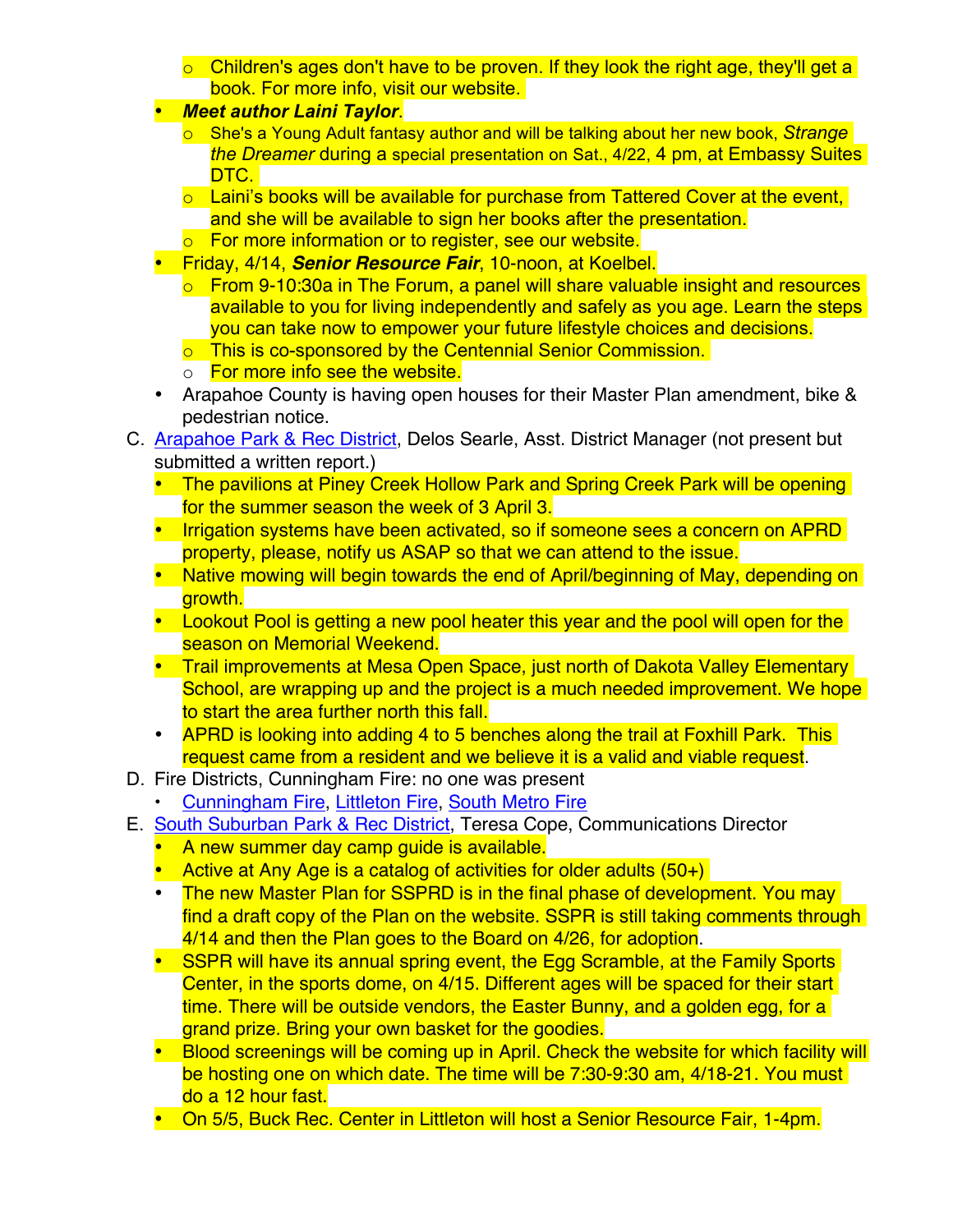- Children's ages don't have to be proven. If they look the right age, they'll get a book. For more info, visit our website.
- ***Meet author Laini Taylor***.
    - She's a Young Adult fantasy author and will be talking about her new book, *Strange the Dreamer* during a special presentation on Sat., 4/22, 4 pm, at Embassy Suites DTC.
    - Laini's books will be available for purchase from Tattered Cover at the event, and she will be available to sign her books after the presentation.
    - For more information or to register, see our website.
- Friday, 4/14, ***Senior Resource Fair***, 10-noon, at Koelbel.
    - From 9-10:30a in The Forum, a panel will share valuable insight and resources available to you for living independently and safely as you age. Learn the steps you can take now to empower your future lifestyle choices and decisions.
    - This is co-sponsored by the Centennial Senior Commission.
    - For more info see the website.
- Arapahoe County is having open houses for their Master Plan amendment, bike & pedestrian notice.

C. Arapahoe Park & Rec District, Delos Searle, Asst. District Manager (not present but submitted a written report.)
- The pavilions at Piney Creek Hollow Park and Spring Creek Park will be opening for the summer season the week of 3 April 3.
- Irrigation systems have been activated, so if someone sees a concern on APRD property, please, notify us ASAP so that we can attend to the issue.
- Native mowing will begin towards the end of April/beginning of May, depending on growth.
- Lookout Pool is getting a new pool heater this year and the pool will open for the season on Memorial Weekend.
- Trail improvements at Mesa Open Space, just north of Dakota Valley Elementary School, are wrapping up and the project is a much needed improvement. We hope to start the area further north this fall.
- APRD is looking into adding 4 to 5 benches along the trail at Foxhill Park. This request came from a resident and we believe it is a valid and viable request.

D. Fire Districts, Cunningham Fire: no one was present
- Cunningham Fire, Littleton Fire, South Metro Fire

E. South Suburban Park & Rec District, Teresa Cope, Communications Director
- A new summer day camp guide is available.
- Active at Any Age is a catalog of activities for older adults (50+)
- The new Master Plan for SSPRD is in the final phase of development. You may find a draft copy of the Plan on the website. SSPR is still taking comments through 4/14 and then the Plan goes to the Board on 4/26, for adoption.
- SSPR will have its annual spring event, the Egg Scramble, at the Family Sports Center, in the sports dome, on 4/15. Different ages will be spaced for their start time. There will be outside vendors, the Easter Bunny, and a golden egg, for a grand prize. Bring your own basket for the goodies.
- Blood screenings will be coming up in April. Check the website for which facility will be hosting one on which date. The time will be 7:30-9:30 am, 4/18-21. You must do a 12 hour fast.
- On 5/5, Buck Rec. Center in Littleton will host a Senior Resource Fair, 1-4pm.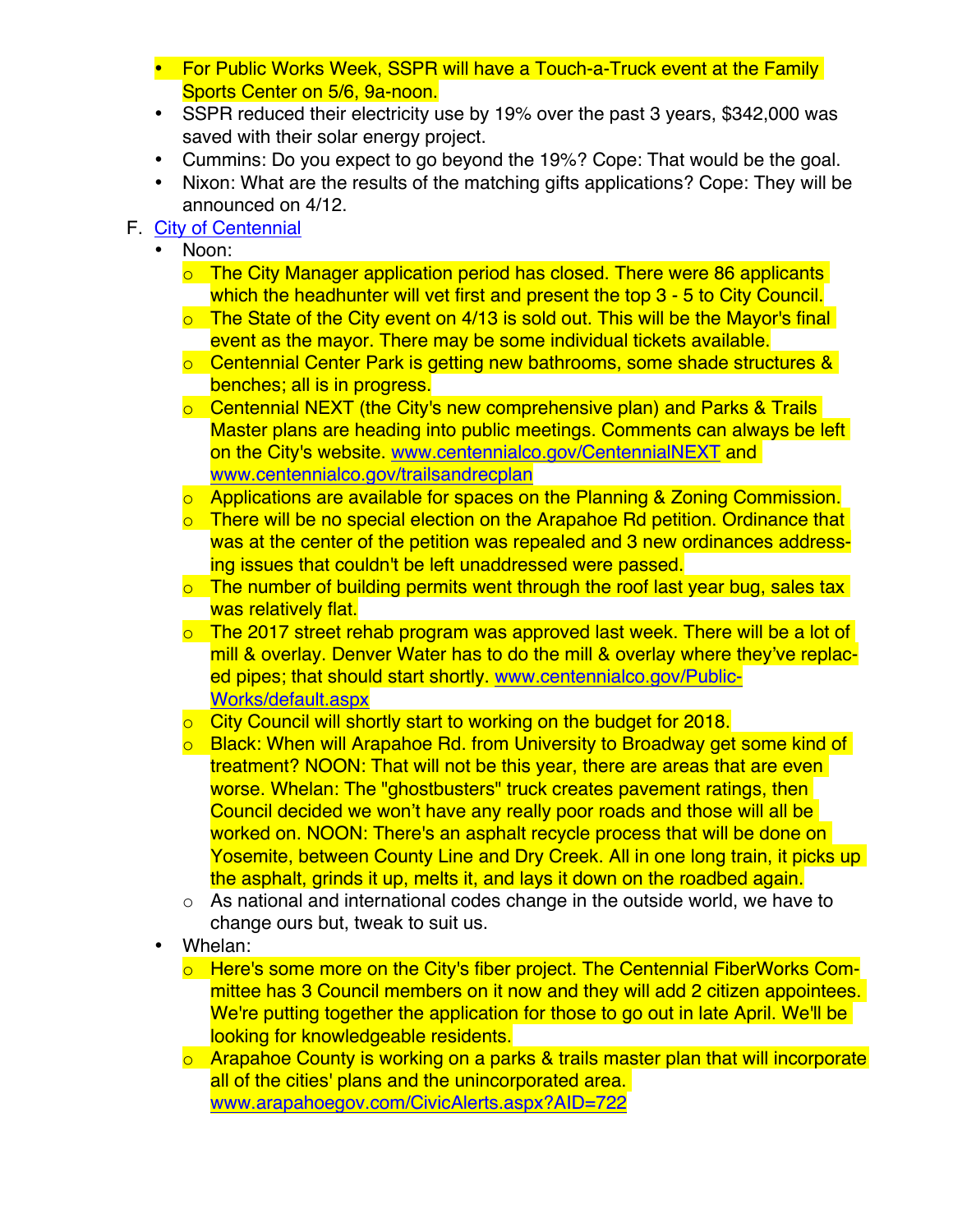- For Public Works Week, SSPR will have a Touch-a-Truck event at the Family Sports Center on 5/6, 9a-noon.
- SSPR reduced their electricity use by 19% over the past 3 years, $342,000 was saved with their solar energy project.
- Cummins: Do you expect to go beyond the 19%? Cope: That would be the goal.
- Nixon: What are the results of the matching gifts applications? Cope: They will be announced on 4/12.

F. [City of Centennial](#)

- Noon:
  - The City Manager application period has closed. There were 86 applicants which the headhunter will vet first and present the top 3 - 5 to City Council.
  - The State of the City event on 4/13 is sold out. This will be the Mayor's final event as the mayor. There may be some individual tickets available.
  - Centennial Center Park is getting new bathrooms, some shade structures & benches; all is in progress.
  - Centennial NEXT (the City's new comprehensive plan) and Parks & Trails Master plans are heading into public meetings. Comments can always be left on the City's website. www.centennialco.gov/CentennialNEXT and www.centennialco.gov/trailsandrecplan
  - Applications are available for spaces on the Planning & Zoning Commission.
  - There will be no special election on the Arapahoe Rd petition. Ordinance that was at the center of the petition was repealed and 3 new ordinances addressing issues that couldn't be left unaddressed were passed.
  - The number of building permits went through the roof last year bug, sales tax was relatively flat.
  - The 2017 street rehab program was approved last week. There will be a lot of mill & overlay. Denver Water has to do the mill & overlay where they've replaced pipes; that should start shortly. www.centennialco.gov/Public-Works/default.aspx
  - City Council will shortly start to working on the budget for 2018.
  - Black: When will Arapahoe Rd. from University to Broadway get some kind of treatment? NOON: That will not be this year, there are areas that are even worse. Whelan: The "ghostbusters" truck creates pavement ratings, then Council decided we won't have any really poor roads and those will all be worked on. NOON: There's an asphalt recycle process that will be done on Yosemite, between County Line and Dry Creek. All in one long train, it picks up the asphalt, grinds it up, melts it, and lays it down on the roadbed again.
  - As national and international codes change in the outside world, we have to change ours but, tweak to suit us.
- Whelan:
  - Here's some more on the City's fiber project. The Centennial FiberWorks Committee has 3 Council members on it now and they will add 2 citizen appointees. We're putting together the application for those to go out in late April. We'll be looking for knowledgeable residents.
  - Arapahoe County is working on a parks & trails master plan that will incorporate all of the cities' plans and the unincorporated area. www.arapahoegov.com/CivicAlerts.aspx?AID=722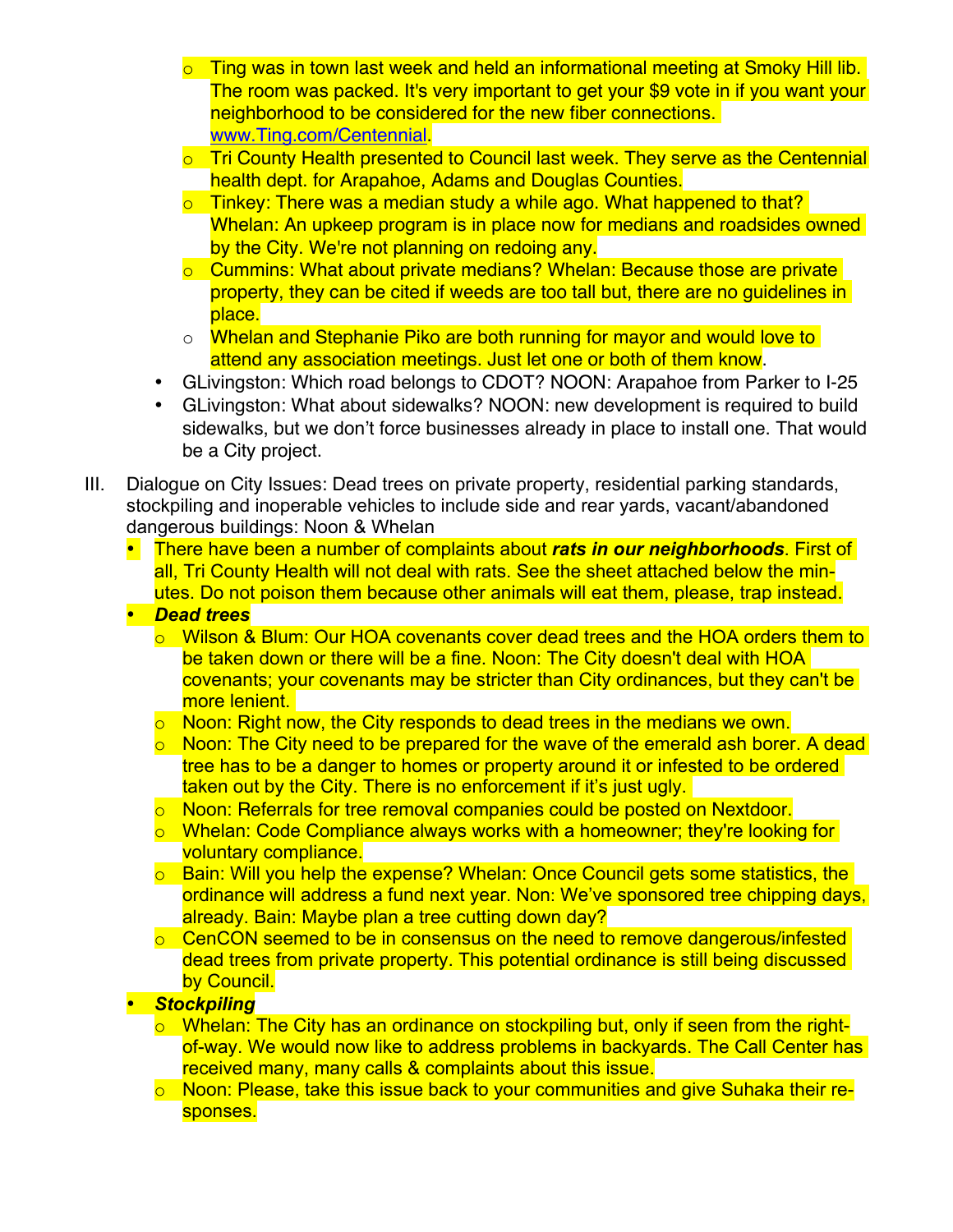- Ting was in town last week and held an informational meeting at Smoky Hill lib. The room was packed. It's very important to get your $9 vote in if you want your neighborhood to be considered for the new fiber connections. www.Ting.com/Centennial.
    - Tri County Health presented to Council last week. They serve as the Centennial health dept. for Arapahoe, Adams and Douglas Counties.
    - Tinkey: There was a median study a while ago. What happened to that? Whelan: An upkeep program is in place now for medians and roadsides owned by the City. We're not planning on redoing any.
    - Cummins: What about private medians? Whelan: Because those are private property, they can be cited if weeds are too tall but, there are no guidelines in place.
    - Whelan and Stephanie Piko are both running for mayor and would love to attend any association meetings. Just let one or both of them know.
  - GLivingston: Which road belongs to CDOT? NOON: Arapahoe from Parker to I-25
  - GLivingston: What about sidewalks? NOON: new development is required to build sidewalks, but we don't force businesses already in place to install one. That would be a City project.

III. Dialogue on City Issues: Dead trees on private property, residential parking standards, stockpiling and inoperable vehicles to include side and rear yards, vacant/abandoned dangerous buildings: Noon & Whelan

  - There have been a number of complaints about ***rats in our neighborhoods***. First of all, Tri County Health will not deal with rats. See the sheet attached below the minutes. Do not poison them because other animals will eat them, please, trap instead.
  - ***Dead trees***
    - Wilson & Blum: Our HOA covenants cover dead trees and the HOA orders them to be taken down or there will be a fine. Noon: The City doesn't deal with HOA covenants; your covenants may be stricter than City ordinances, but they can't be more lenient.
    - Noon: Right now, the City responds to dead trees in the medians we own.
    - Noon: The City need to be prepared for the wave of the emerald ash borer. A dead tree has to be a danger to homes or property around it or infested to be ordered taken out by the City. There is no enforcement if it's just ugly.
    - Noon: Referrals for tree removal companies could be posted on Nextdoor.
    - Whelan: Code Compliance always works with a homeowner; they're looking for voluntary compliance.
    - Bain: Will you help the expense? Whelan: Once Council gets some statistics, the ordinance will address a fund next year. Non: We've sponsored tree chipping days, already. Bain: Maybe plan a tree cutting down day?
    - CenCON seemed to be in consensus on the need to remove dangerous/infested dead trees from private property. This potential ordinance is still being discussed by Council.
  - ***Stockpiling***
    - Whelan: The City has an ordinance on stockpiling but, only if seen from the right-of-way. We would now like to address problems in backyards. The Call Center has received many, many calls & complaints about this issue.
    - Noon: Please, take this issue back to your communities and give Suhaka their responses.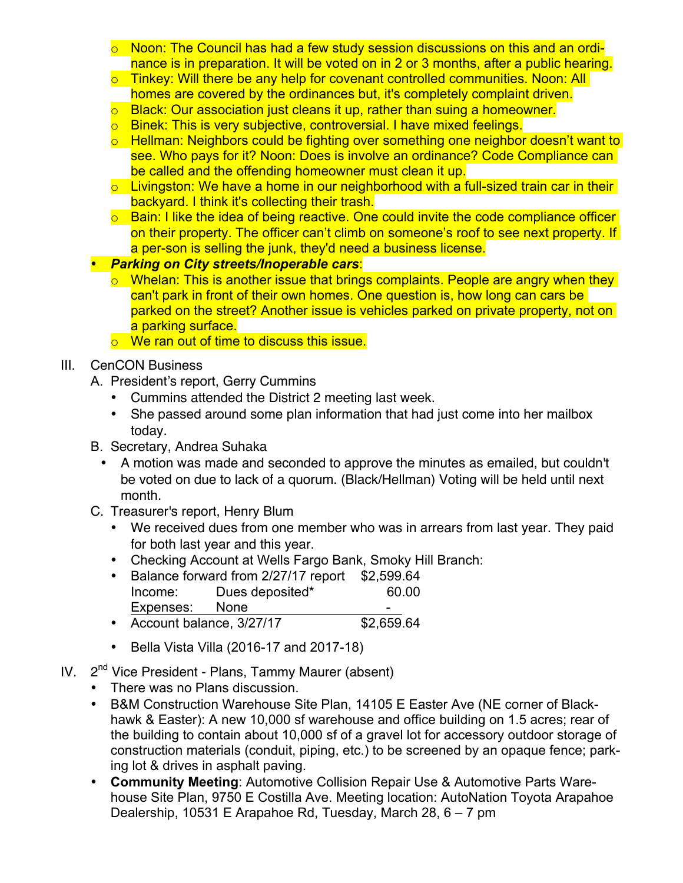- Noon: The Council has had a few study session discussions on this and an ordinance is in preparation. It will be voted on in 2 or 3 months, after a public hearing.
  - Tinkey: Will there be any help for covenant controlled communities. Noon: All homes are covered by the ordinances but, it's completely complaint driven.
  - Black: Our association just cleans it up, rather than suing a homeowner.
  - Binek: This is very subjective, controversial. I have mixed feelings.
  - Hellman: Neighbors could be fighting over something one neighbor doesn't want to see. Who pays for it? Noon: Does is involve an ordinance? Code Compliance can be called and the offending homeowner must clean it up.
  - Livingston: We have a home in our neighborhood with a full-sized train car in their backyard. I think it's collecting their trash.
  - Bain: I like the idea of being reactive. One could invite the code compliance officer on their property. The officer can't climb on someone's roof to see next property. If a per-son is selling the junk, they'd need a business license.
- ***Parking on City streets/Inoperable cars***:
  - Whelan: This is another issue that brings complaints. People are angry when they can't park in front of their own homes. One question is, how long can cars be parked on the street? Another issue is vehicles parked on private property, not on a parking surface.
  - We ran out of time to discuss this issue.

III. CenCON Business

A. President's report, Gerry Cummins

- Cummins attended the District 2 meeting last week.
- She passed around some plan information that had just come into her mailbox today.

B. Secretary, Andrea Suhaka

- A motion was made and seconded to approve the minutes as emailed, but couldn't be voted on due to lack of a quorum. (Black/Hellman) Voting will be held until next month.

C. Treasurer's report, Henry Blum

- We received dues from one member who was in arrears from last year. They paid for both last year and this year.
- Checking Account at Wells Fargo Bank, Smoky Hill Branch:
- Balance forward from 2/27/17 report $2,599.64
  Income: Dues deposited* 60.00
  Expenses: None -
- Account balance, 3/27/17 $2,659.64
- Bella Vista Villa (2016-17 and 2017-18)

IV. 2nd Vice President - Plans, Tammy Maurer (absent)

- There was no Plans discussion.
- B&M Construction Warehouse Site Plan, 14105 E Easter Ave (NE corner of Blackhawk & Easter): A new 10,000 sf warehouse and office building on 1.5 acres; rear of the building to contain about 10,000 sf of a gravel lot for accessory outdoor storage of construction materials (conduit, piping, etc.) to be screened by an opaque fence; parking lot & drives in asphalt paving.
- **Community Meeting**: Automotive Collision Repair Use & Automotive Parts Warehouse Site Plan, 9750 E Costilla Ave. Meeting location: AutoNation Toyota Arapahoe Dealership, 10531 E Arapahoe Rd, Tuesday, March 28, 6 – 7 pm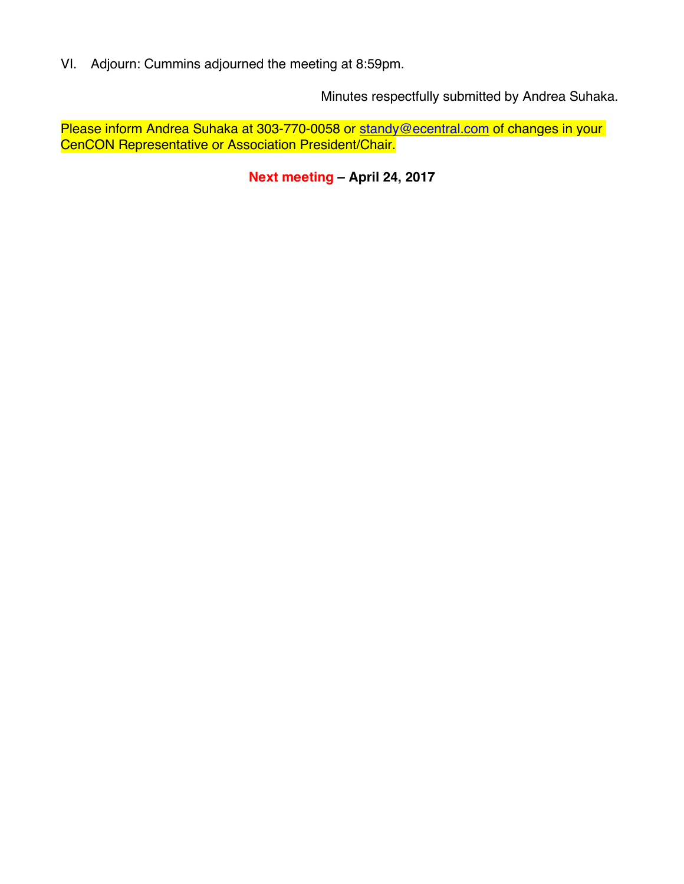VI. Adjourn: Cummins adjourned the meeting at 8:59pm.

Minutes respectfully submitted by Andrea Suhaka.

Please inform Andrea Suhaka at 303-770-0058 or standy@ecentral.com of changes in your CenCON Representative or Association President/Chair.

**Next meeting – April 24, 2017**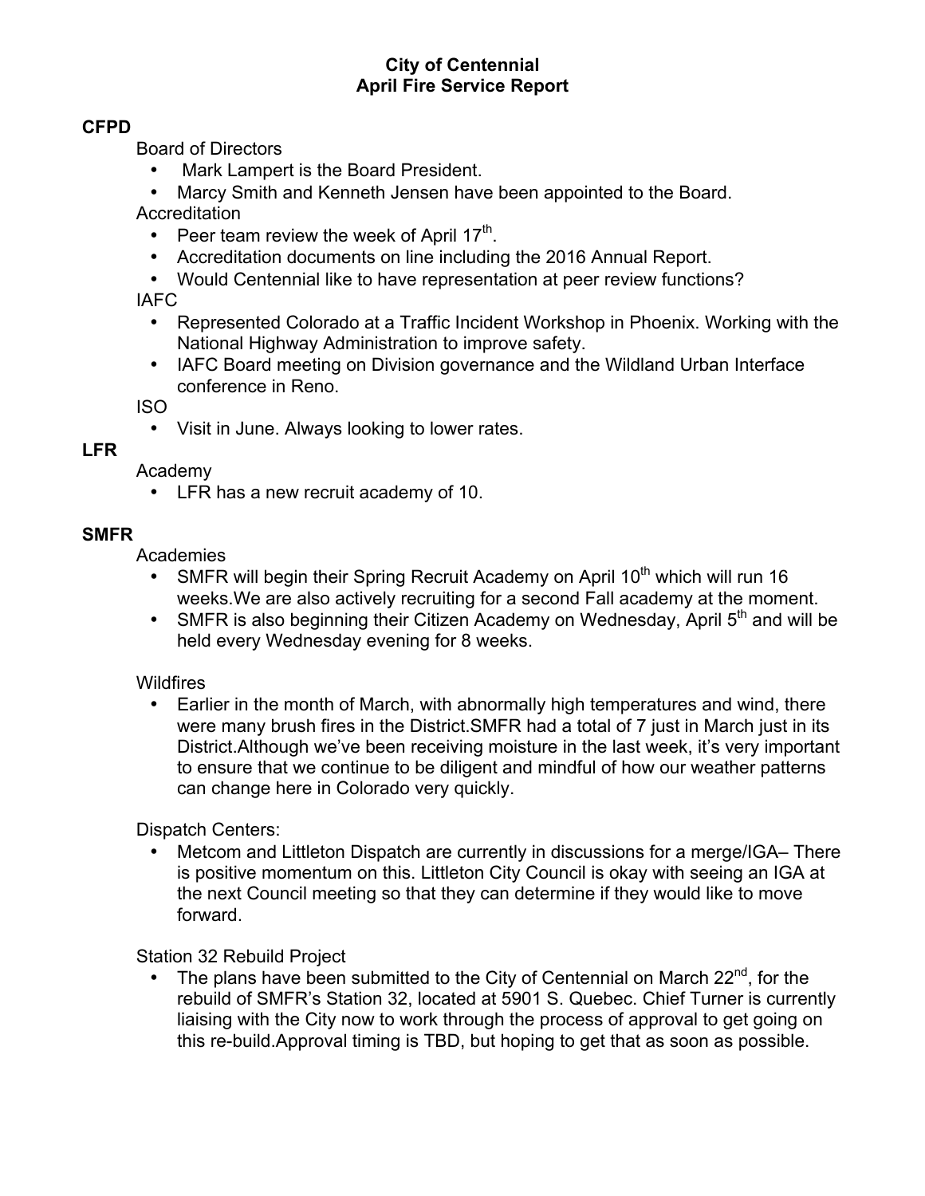# City of Centennial
# April Fire Service Report

## CFPD

Board of Directors

- Mark Lampert is the Board President.
- Marcy Smith and Kenneth Jensen have been appointed to the Board.

Accreditation

- Peer team review the week of April 17th.
- Accreditation documents on line including the 2016 Annual Report.
- Would Centennial like to have representation at peer review functions?

IAFC

- Represented Colorado at a Traffic Incident Workshop in Phoenix. Working with the National Highway Administration to improve safety.
- IAFC Board meeting on Division governance and the Wildland Urban Interface conference in Reno.

ISO

- Visit in June. Always looking to lower rates.

## LFR

Academy

- LFR has a new recruit academy of 10.

## SMFR

Academies

- SMFR will begin their Spring Recruit Academy on April 10th which will run 16 weeks.We are also actively recruiting for a second Fall academy at the moment.
- SMFR is also beginning their Citizen Academy on Wednesday, April 5th and will be held every Wednesday evening for 8 weeks.

Wildfires

- Earlier in the month of March, with abnormally high temperatures and wind, there were many brush fires in the District.SMFR had a total of 7 just in March just in its District.Although we've been receiving moisture in the last week, it's very important to ensure that we continue to be diligent and mindful of how our weather patterns can change here in Colorado very quickly.

Dispatch Centers:

- Metcom and Littleton Dispatch are currently in discussions for a merge/IGA– There is positive momentum on this. Littleton City Council is okay with seeing an IGA at the next Council meeting so that they can determine if they would like to move forward.

Station 32 Rebuild Project

- The plans have been submitted to the City of Centennial on March 22nd, for the rebuild of SMFR's Station 32, located at 5901 S. Quebec. Chief Turner is currently liaising with the City now to work through the process of approval to get going on this re-build.Approval timing is TBD, but hoping to get that as soon as possible.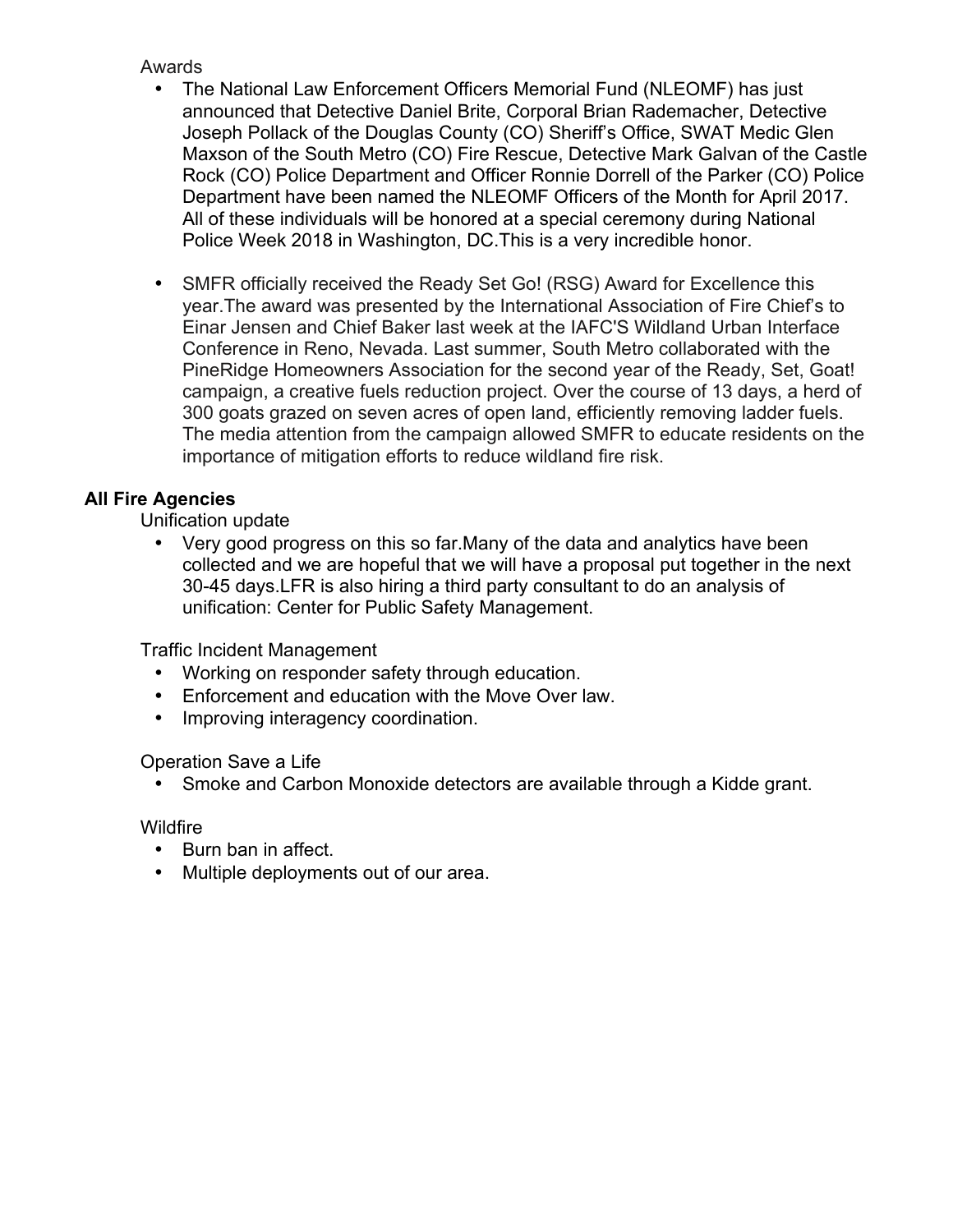Awards

- The National Law Enforcement Officers Memorial Fund (NLEOMF) has just announced that Detective Daniel Brite, Corporal Brian Rademacher, Detective Joseph Pollack of the Douglas County (CO) Sheriff's Office, SWAT Medic Glen Maxson of the South Metro (CO) Fire Rescue, Detective Mark Galvan of the Castle Rock (CO) Police Department and Officer Ronnie Dorrell of the Parker (CO) Police Department have been named the NLEOMF Officers of the Month for April 2017. All of these individuals will be honored at a special ceremony during National Police Week 2018 in Washington, DC.This is a very incredible honor.

- SMFR officially received the Ready Set Go! (RSG) Award for Excellence this year.The award was presented by the International Association of Fire Chief's to Einar Jensen and Chief Baker last week at the IAFC'S Wildland Urban Interface Conference in Reno, Nevada. Last summer, South Metro collaborated with the PineRidge Homeowners Association for the second year of the Ready, Set, Goat! campaign, a creative fuels reduction project. Over the course of 13 days, a herd of 300 goats grazed on seven acres of open land, efficiently removing ladder fuels. The media attention from the campaign allowed SMFR to educate residents on the importance of mitigation efforts to reduce wildland fire risk.

**All Fire Agencies**

Unification update

- Very good progress on this so far.Many of the data and analytics have been collected and we are hopeful that we will have a proposal put together in the next 30-45 days.LFR is also hiring a third party consultant to do an analysis of unification: Center for Public Safety Management.

Traffic Incident Management

- Working on responder safety through education.
- Enforcement and education with the Move Over law.
- Improving interagency coordination.

Operation Save a Life

- Smoke and Carbon Monoxide detectors are available through a Kidde grant.

Wildfire

- Burn ban in affect.
- Multiple deployments out of our area.